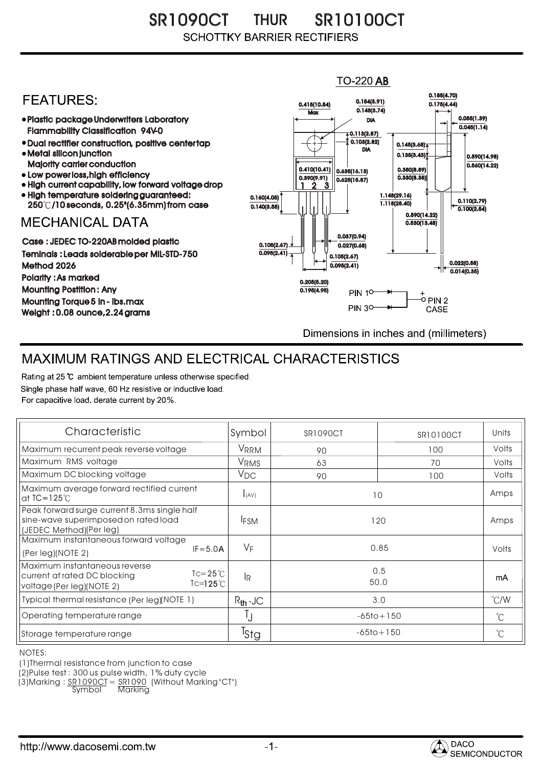# SR1090CT THUR SR10100CT

SCHOTTKY BARRIER RECTIFIERS

TO-220 AB

## FEATURES:

- Plastic package Underwriters Laboratory Flammability Classification 94V-0
- Dual rectifier construction, positive center tap
- Metal silicon junction Majority carrier conduction
- Low power loss, high efficiency
- High current capability, low forward voltage drop
- High temperature soldering guaranteed: 250℃/10 seconds, 0.25"(6.35mm) from case

## MECHANICAL DATA

Case : JEDEC TO-220AB molded plastic

Teminals : Leads solderable per MIL-STD-750 Method 2026

Polarity : As marked

Mounting Postition : Any

Mounting Torque 5 in - lbs.max

Weight : 0.08 ounce, 2.24 grams

PIN 1, PIN 3 → PIN 2 CASE (+)

Dimensions in inches and (millimeters)

## MAXIMUM RATINGS AND ELECTRICAL CHARACTERISTICS

Rating at 25 ℃ ambient temperature unless otherwise specified.
Single phase half wave, 60 Hz resistive or inductive load.
For capacitive load. derate current by 20%.

| Characteristic | Symbol | SR1090CT | SR10100CT | Units |
|---|---|---|---|---|
| Maximum recurrent peak reverse voltage | $V_{RRM}$ | 90 | 100 | Volts |
| Maximum RMS voltage | $V_{RMS}$ | 63 | 70 | Volts |
| Maximum DC blocking voltage | $V_{DC}$ | 90 | 100 | Volts |
| Maximum average forward rectified current at TC=125℃ | $I_{(AV)}$ | 10 | | Amps |
| Peak forward surge current 8.3ms single half sine-wave superimposed on rated load (JEDEC Method)(Per leg) | $I_{FSM}$ | 120 | | Amps |
| Maximum instantaneous forward voltage (Per leg)(NOTE 2) IF=5.0A | $V_F$ | 0.85 | | Volts |
| Maximum instantaneous reverse current at rated DC blocking voltage (Per leg)(NOTE 2) TC=25℃ / TC=125℃ | $I_R$ | 0.5 / 50.0 | | mA |
| Typical thermal resistance (Per leg)(NOTE 1) | $R_{th}$-JC | 3.0 | | ℃/W |
| Operating temperature range | $T_J$ | -65to+150 | | ℃ |
| Storage temperature range | $T_{Stg}$ | -65to+150 | | ℃ |

NOTES:

(1)Thermal resistance from junction to case

(2)Pulse test : 300 us pulse width, 1% duty cycle

(3)Marking : SR1090CT = SR1090 (Without Marking "CT")
Symbol Marking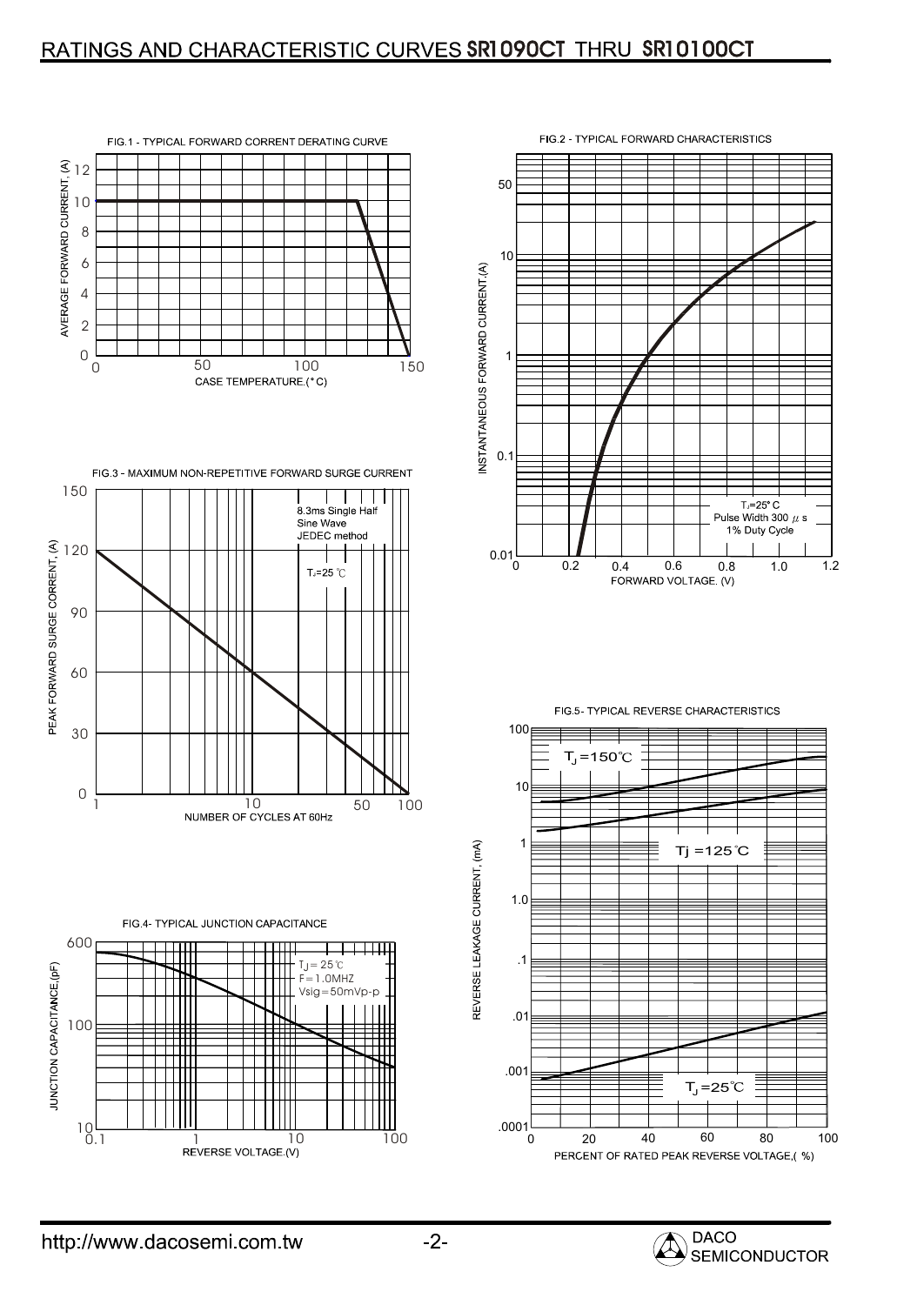# RATINGS AND CHARACTERISTIC CURVES SR1090CT THRU SR10100CT

FIG.1 - TYPICAL FORWARD CURRENT DERATING CURVE

AVERAGE FORWARD CURRENT, (A)

12
10
8
6
4
2
0

0 50 100 150

CASE TEMPERATURE.(°C)

FIG.2 - TYPICAL FORWARD CHARACTERISTICS

INSTANTANEOUS FORWARD CURRENT.(A)

50
10
1
0.1
0.01

0 0.2 0.4 0.6 0.8 1.0 1.2

FORWARD VOLTAGE. (V)

$T_J$=25° C
Pulse Width 300 $\mu$ s
1% Duty Cycle

FIG.3 - MAXIMUM NON-REPETITIVE FORWARD SURGE CURRENT

PEAK FORWARD SURGE CORRENT, (A)

150
120
90
60
30
0

1 10 50 100

NUMBER OF CYCLES AT 60Hz

8.3ms Single Half
Sine Wave
JEDEC method

$T_J$=25 ℃

FIG.4- TYPICAL JUNCTION CAPACITANCE

JUNCTION CAPACITANCE,(pF)

600
100
10

0.1 1 10 100

REVERSE VOLTAGE.(V)

$T_J$= 25 ℃
F= 1.0MHZ
Vsig=50mVp-p

FIG.5- TYPICAL REVERSE CHARACTERISTICS

REVERSE LEAKAGE CURRENT, (mA)

100
10
1
1.0
.1
.01
.001
.0001

0 20 40 60 80 100

PERCENT OF RATED PEAK REVERSE VOLTAGE,( %)

$T_J$=150℃

Tj =125℃

$T_J$=25℃